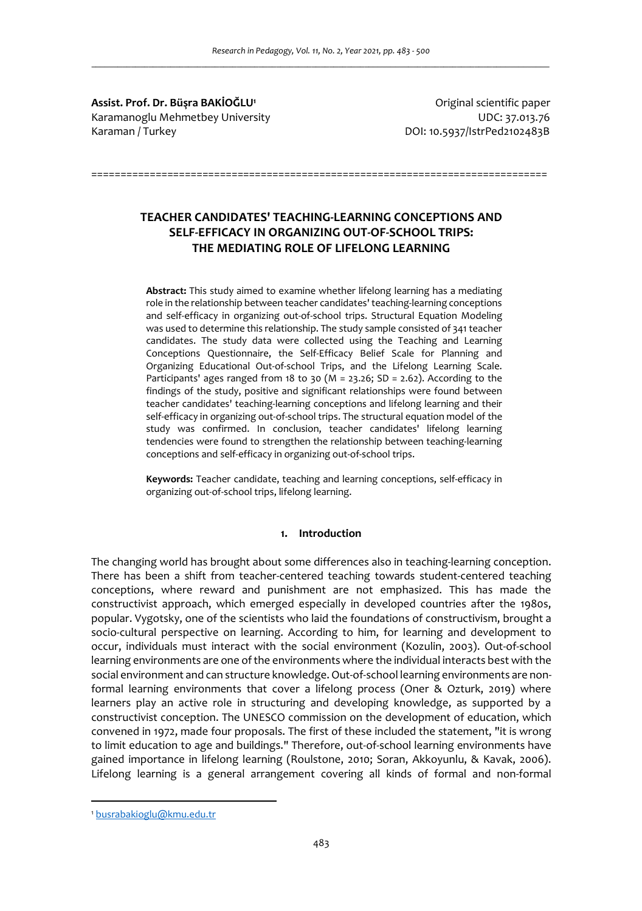**Assist. Prof. Dr. Büşra BAKİOĞLU**[1]
Karamanoglu Mehmetbey University
Karaman / Turkey

Original scientific paper
UDC: 37.013.76
DOI: 10.5937/IstrPed2102483B

# TEACHER CANDIDATES' TEACHING-LEARNING CONCEPTIONS AND SELF-EFFICACY IN ORGANIZING OUT-OF-SCHOOL TRIPS: THE MEDIATING ROLE OF LIFELONG LEARNING

**Abstract:** This study aimed to examine whether lifelong learning has a mediating role in the relationship between teacher candidates' teaching-learning conceptions and self-efficacy in organizing out-of-school trips. Structural Equation Modeling was used to determine this relationship. The study sample consisted of 341 teacher candidates. The study data were collected using the Teaching and Learning Conceptions Questionnaire, the Self-Efficacy Belief Scale for Planning and Organizing Educational Out-of-school Trips, and the Lifelong Learning Scale. Participants' ages ranged from 18 to 30 (M = 23.26; SD = 2.62). According to the findings of the study, positive and significant relationships were found between teacher candidates' teaching-learning conceptions and lifelong learning and their self-efficacy in organizing out-of-school trips. The structural equation model of the study was confirmed. In conclusion, teacher candidates' lifelong learning tendencies were found to strengthen the relationship between teaching-learning conceptions and self-efficacy in organizing out-of-school trips.

**Keywords:** Teacher candidate, teaching and learning conceptions, self-efficacy in organizing out-of-school trips, lifelong learning.

## 1. Introduction

The changing world has brought about some differences also in teaching-learning conception. There has been a shift from teacher-centered teaching towards student-centered teaching conceptions, where reward and punishment are not emphasized. This has made the constructivist approach, which emerged especially in developed countries after the 1980s, popular. Vygotsky, one of the scientists who laid the foundations of constructivism, brought a socio-cultural perspective on learning. According to him, for learning and development to occur, individuals must interact with the social environment (Kozulin, 2003). Out-of-school learning environments are one of the environments where the individual interacts best with the social environment and can structure knowledge. Out-of-school learning environments are non-formal learning environments that cover a lifelong process (Oner & Ozturk, 2019) where learners play an active role in structuring and developing knowledge, as supported by a constructivist conception. The UNESCO commission on the development of education, which convened in 1972, made four proposals. The first of these included the statement, "it is wrong to limit education to age and buildings." Therefore, out-of-school learning environments have gained importance in lifelong learning (Roulstone, 2010; Soran, Akkoyunlu, & Kavak, 2006). Lifelong learning is a general arrangement covering all kinds of formal and non-formal

[1] busrabakioglu@kmu.edu.tr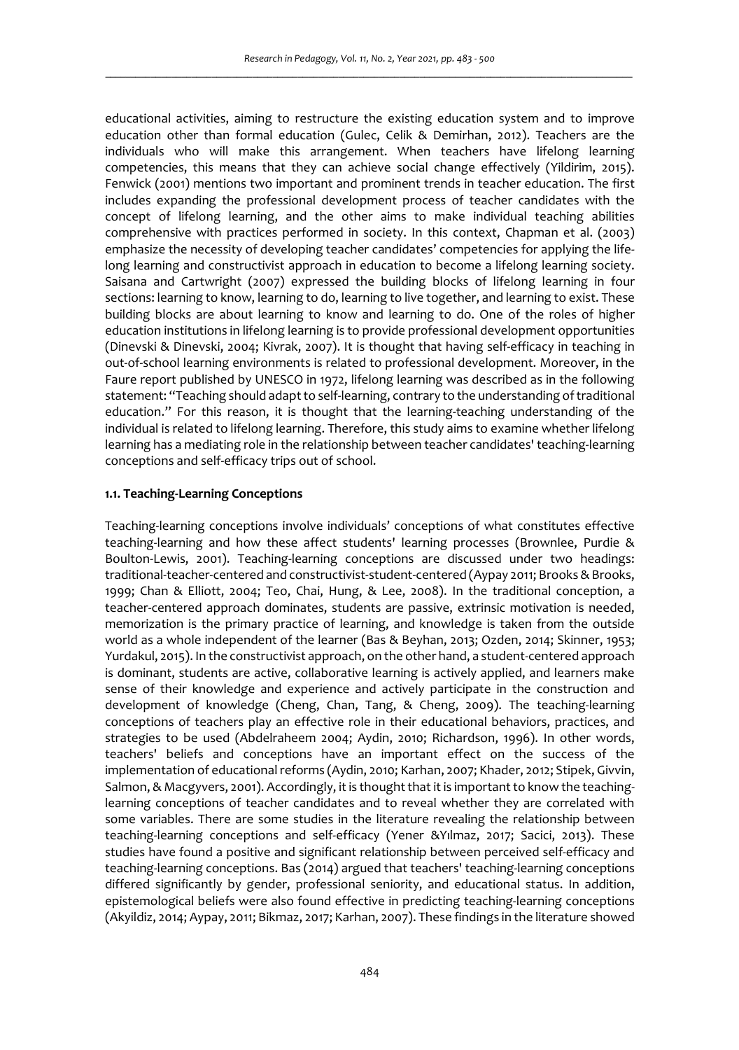educational activities, aiming to restructure the existing education system and to improve education other than formal education (Gulec, Celik & Demirhan, 2012). Teachers are the individuals who will make this arrangement. When teachers have lifelong learning competencies, this means that they can achieve social change effectively (Yildirim, 2015). Fenwick (2001) mentions two important and prominent trends in teacher education. The first includes expanding the professional development process of teacher candidates with the concept of lifelong learning, and the other aims to make individual teaching abilities comprehensive with practices performed in society. In this context, Chapman et al. (2003) emphasize the necessity of developing teacher candidates' competencies for applying the life-long learning and constructivist approach in education to become a lifelong learning society. Saisana and Cartwright (2007) expressed the building blocks of lifelong learning in four sections: learning to know, learning to do, learning to live together, and learning to exist. These building blocks are about learning to know and learning to do. One of the roles of higher education institutions in lifelong learning is to provide professional development opportunities (Dinevski & Dinevski, 2004; Kivrak, 2007). It is thought that having self-efficacy in teaching in out-of-school learning environments is related to professional development. Moreover, in the Faure report published by UNESCO in 1972, lifelong learning was described as in the following statement: "Teaching should adapt to self-learning, contrary to the understanding of traditional education." For this reason, it is thought that the learning-teaching understanding of the individual is related to lifelong learning. Therefore, this study aims to examine whether lifelong learning has a mediating role in the relationship between teacher candidates' teaching-learning conceptions and self-efficacy trips out of school.

### 1.1. Teaching-Learning Conceptions

Teaching-learning conceptions involve individuals' conceptions of what constitutes effective teaching-learning and how these affect students' learning processes (Brownlee, Purdie & Boulton-Lewis, 2001). Teaching-learning conceptions are discussed under two headings: traditional-teacher-centered and constructivist-student-centered (Aypay 2011; Brooks & Brooks, 1999; Chan & Elliott, 2004; Teo, Chai, Hung, & Lee, 2008). In the traditional conception, a teacher-centered approach dominates, students are passive, extrinsic motivation is needed, memorization is the primary practice of learning, and knowledge is taken from the outside world as a whole independent of the learner (Bas & Beyhan, 2013; Ozden, 2014; Skinner, 1953; Yurdakul, 2015). In the constructivist approach, on the other hand, a student-centered approach is dominant, students are active, collaborative learning is actively applied, and learners make sense of their knowledge and experience and actively participate in the construction and development of knowledge (Cheng, Chan, Tang, & Cheng, 2009). The teaching-learning conceptions of teachers play an effective role in their educational behaviors, practices, and strategies to be used (Abdelraheem 2004; Aydin, 2010; Richardson, 1996). In other words, teachers' beliefs and conceptions have an important effect on the success of the implementation of educational reforms (Aydin, 2010; Karhan, 2007; Khader, 2012; Stipek, Givvin, Salmon, & Macgyvers, 2001). Accordingly, it is thought that it is important to know the teaching-learning conceptions of teacher candidates and to reveal whether they are correlated with some variables. There are some studies in the literature revealing the relationship between teaching-learning conceptions and self-efficacy (Yener &Yılmaz, 2017; Sacici, 2013). These studies have found a positive and significant relationship between perceived self-efficacy and teaching-learning conceptions. Bas (2014) argued that teachers' teaching-learning conceptions differed significantly by gender, professional seniority, and educational status. In addition, epistemological beliefs were also found effective in predicting teaching-learning conceptions (Akyildiz, 2014; Aypay, 2011; Bikmaz, 2017; Karhan, 2007). These findings in the literature showed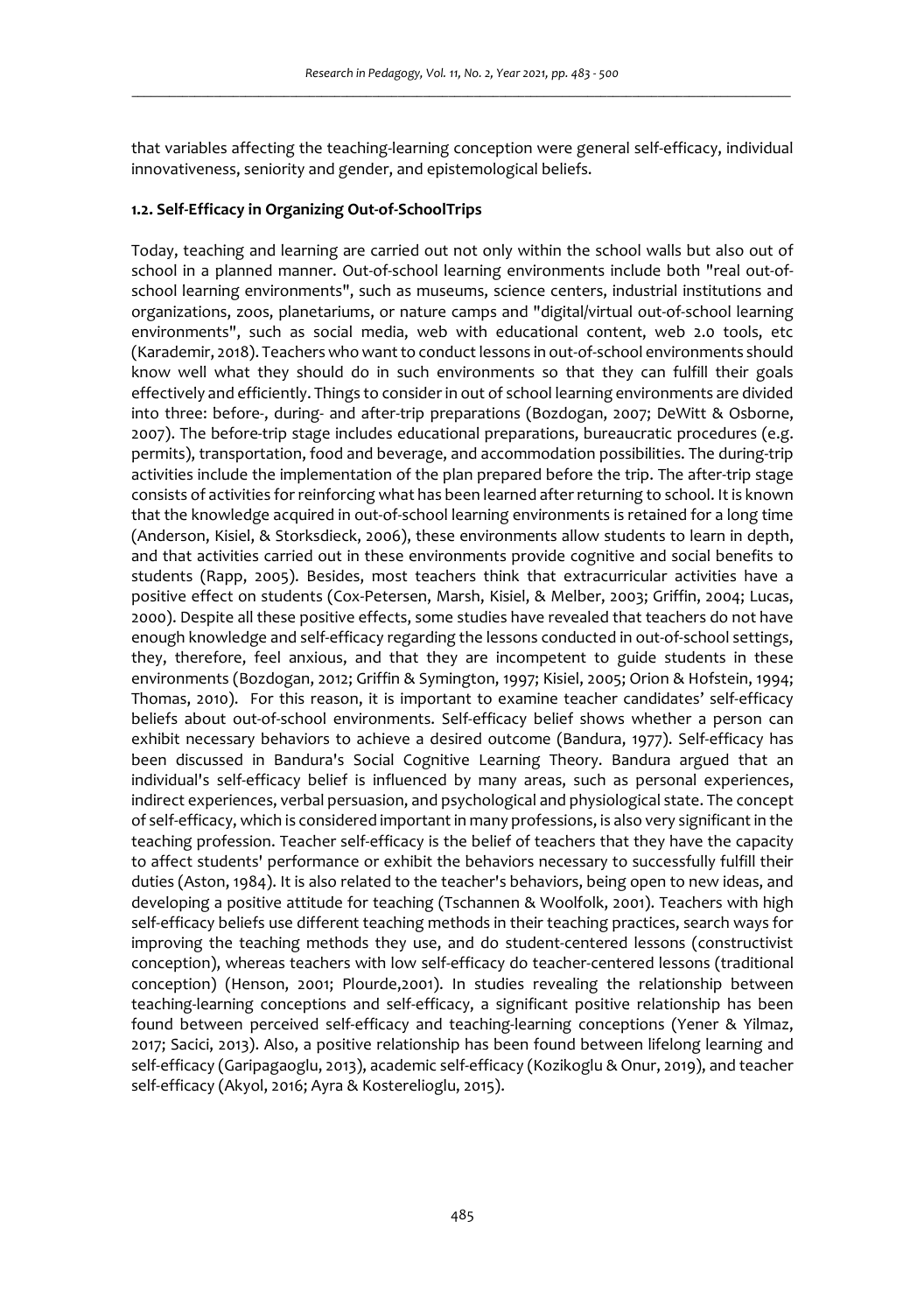that variables affecting the teaching-learning conception were general self-efficacy, individual innovativeness, seniority and gender, and epistemological beliefs.

### 1.2. Self-Efficacy in Organizing Out-of-SchoolTrips

Today, teaching and learning are carried out not only within the school walls but also out of school in a planned manner. Out-of-school learning environments include both "real out-of-school learning environments", such as museums, science centers, industrial institutions and organizations, zoos, planetariums, or nature camps and "digital/virtual out-of-school learning environments", such as social media, web with educational content, web 2.0 tools, etc (Karademir, 2018). Teachers who want to conduct lessons in out-of-school environments should know well what they should do in such environments so that they can fulfill their goals effectively and efficiently. Things to consider in out of school learning environments are divided into three: before-, during- and after-trip preparations (Bozdogan, 2007; DeWitt & Osborne, 2007). The before-trip stage includes educational preparations, bureaucratic procedures (e.g. permits), transportation, food and beverage, and accommodation possibilities. The during-trip activities include the implementation of the plan prepared before the trip. The after-trip stage consists of activities for reinforcing what has been learned after returning to school. It is known that the knowledge acquired in out-of-school learning environments is retained for a long time (Anderson, Kisiel, & Storksdieck, 2006), these environments allow students to learn in depth, and that activities carried out in these environments provide cognitive and social benefits to students (Rapp, 2005). Besides, most teachers think that extracurricular activities have a positive effect on students (Cox-Petersen, Marsh, Kisiel, & Melber, 2003; Griffin, 2004; Lucas, 2000). Despite all these positive effects, some studies have revealed that teachers do not have enough knowledge and self-efficacy regarding the lessons conducted in out-of-school settings, they, therefore, feel anxious, and that they are incompetent to guide students in these environments (Bozdogan, 2012; Griffin & Symington, 1997; Kisiel, 2005; Orion & Hofstein, 1994; Thomas, 2010). For this reason, it is important to examine teacher candidates' self-efficacy beliefs about out-of-school environments. Self-efficacy belief shows whether a person can exhibit necessary behaviors to achieve a desired outcome (Bandura, 1977). Self-efficacy has been discussed in Bandura's Social Cognitive Learning Theory. Bandura argued that an individual's self-efficacy belief is influenced by many areas, such as personal experiences, indirect experiences, verbal persuasion, and psychological and physiological state. The concept of self-efficacy, which is considered important in many professions, is also very significant in the teaching profession. Teacher self-efficacy is the belief of teachers that they have the capacity to affect students' performance or exhibit the behaviors necessary to successfully fulfill their duties (Aston, 1984). It is also related to the teacher's behaviors, being open to new ideas, and developing a positive attitude for teaching (Tschannen & Woolfolk, 2001). Teachers with high self-efficacy beliefs use different teaching methods in their teaching practices, search ways for improving the teaching methods they use, and do student-centered lessons (constructivist conception), whereas teachers with low self-efficacy do teacher-centered lessons (traditional conception) (Henson, 2001; Plourde,2001). In studies revealing the relationship between teaching-learning conceptions and self-efficacy, a significant positive relationship has been found between perceived self-efficacy and teaching-learning conceptions (Yener & Yilmaz, 2017; Sacici, 2013). Also, a positive relationship has been found between lifelong learning and self-efficacy (Garipagaoglu, 2013), academic self-efficacy (Kozikoglu & Onur, 2019), and teacher self-efficacy (Akyol, 2016; Ayra & Kosterelioglu, 2015).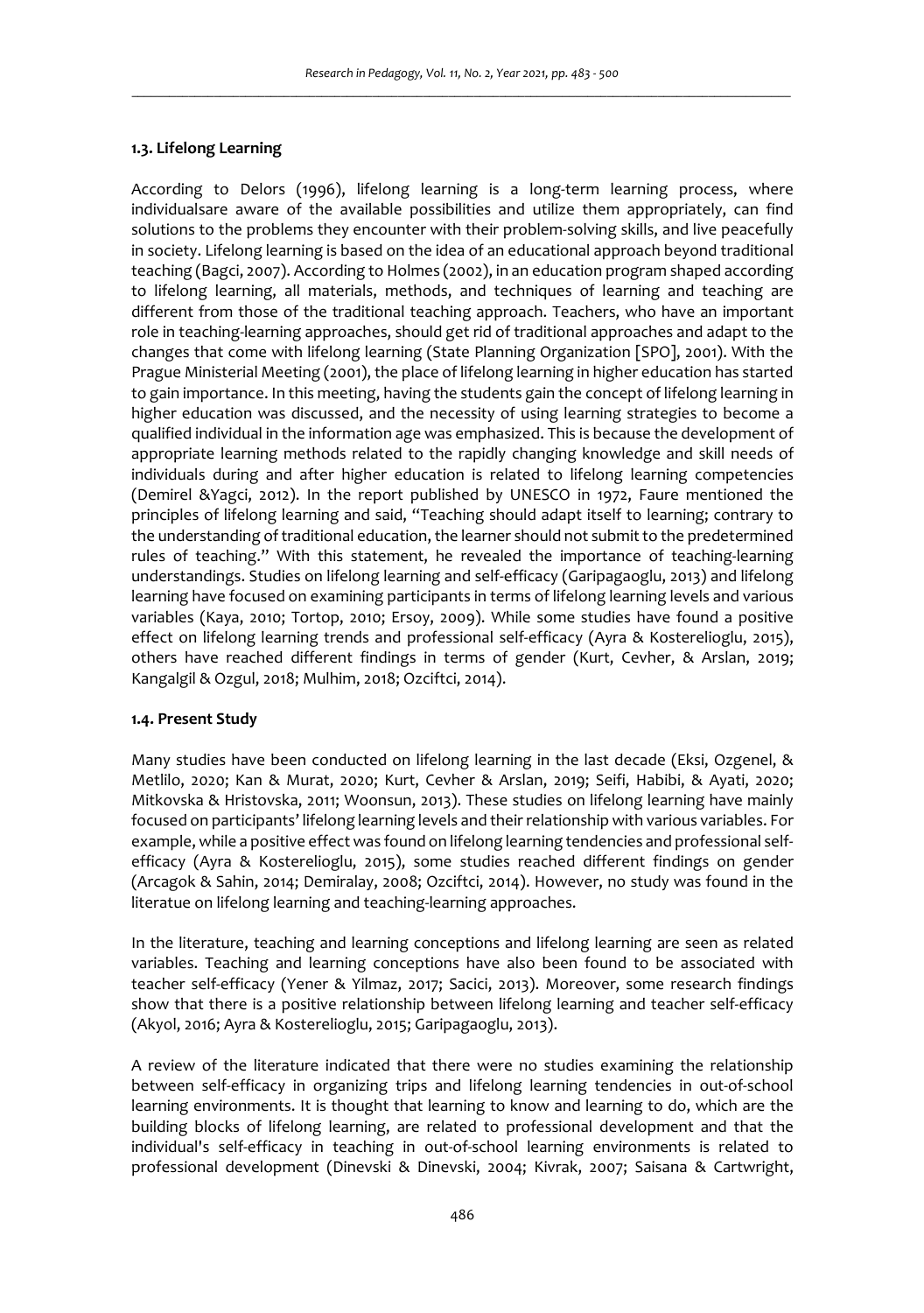### 1.3. Lifelong Learning

According to Delors (1996), lifelong learning is a long-term learning process, where individualsare aware of the available possibilities and utilize them appropriately, can find solutions to the problems they encounter with their problem-solving skills, and live peacefully in society. Lifelong learning is based on the idea of an educational approach beyond traditional teaching (Bagci, 2007). According to Holmes (2002), in an education program shaped according to lifelong learning, all materials, methods, and techniques of learning and teaching are different from those of the traditional teaching approach. Teachers, who have an important role in teaching-learning approaches, should get rid of traditional approaches and adapt to the changes that come with lifelong learning (State Planning Organization [SPO], 2001). With the Prague Ministerial Meeting (2001), the place of lifelong learning in higher education has started to gain importance. In this meeting, having the students gain the concept of lifelong learning in higher education was discussed, and the necessity of using learning strategies to become a qualified individual in the information age was emphasized. This is because the development of appropriate learning methods related to the rapidly changing knowledge and skill needs of individuals during and after higher education is related to lifelong learning competencies (Demirel &Yagci, 2012). In the report published by UNESCO in 1972, Faure mentioned the principles of lifelong learning and said, "Teaching should adapt itself to learning; contrary to the understanding of traditional education, the learner should not submit to the predetermined rules of teaching." With this statement, he revealed the importance of teaching-learning understandings. Studies on lifelong learning and self-efficacy (Garipagaoglu, 2013) and lifelong learning have focused on examining participants in terms of lifelong learning levels and various variables (Kaya, 2010; Tortop, 2010; Ersoy, 2009). While some studies have found a positive effect on lifelong learning trends and professional self-efficacy (Ayra & Kosterelioglu, 2015), others have reached different findings in terms of gender (Kurt, Cevher, & Arslan, 2019; Kangalgil & Ozgul, 2018; Mulhim, 2018; Ozciftci, 2014).

### 1.4. Present Study

Many studies have been conducted on lifelong learning in the last decade (Eksi, Ozgenel, & Metlilo, 2020; Kan & Murat, 2020; Kurt, Cevher & Arslan, 2019; Seifi, Habibi, & Ayati, 2020; Mitkovska & Hristovska, 2011; Woonsun, 2013). These studies on lifelong learning have mainly focused on participants' lifelong learning levels and their relationship with various variables. For example, while a positive effect was found on lifelong learning tendencies and professional self-efficacy (Ayra & Kosterelioglu, 2015), some studies reached different findings on gender (Arcagok & Sahin, 2014; Demiralay, 2008; Ozciftci, 2014). However, no study was found in the literatue on lifelong learning and teaching-learning approaches.

In the literature, teaching and learning conceptions and lifelong learning are seen as related variables. Teaching and learning conceptions have also been found to be associated with teacher self-efficacy (Yener & Yilmaz, 2017; Sacici, 2013). Moreover, some research findings show that there is a positive relationship between lifelong learning and teacher self-efficacy (Akyol, 2016; Ayra & Kosterelioglu, 2015; Garipagaoglu, 2013).

A review of the literature indicated that there were no studies examining the relationship between self-efficacy in organizing trips and lifelong learning tendencies in out-of-school learning environments. It is thought that learning to know and learning to do, which are the building blocks of lifelong learning, are related to professional development and that the individual's self-efficacy in teaching in out-of-school learning environments is related to professional development (Dinevski & Dinevski, 2004; Kivrak, 2007; Saisana & Cartwright,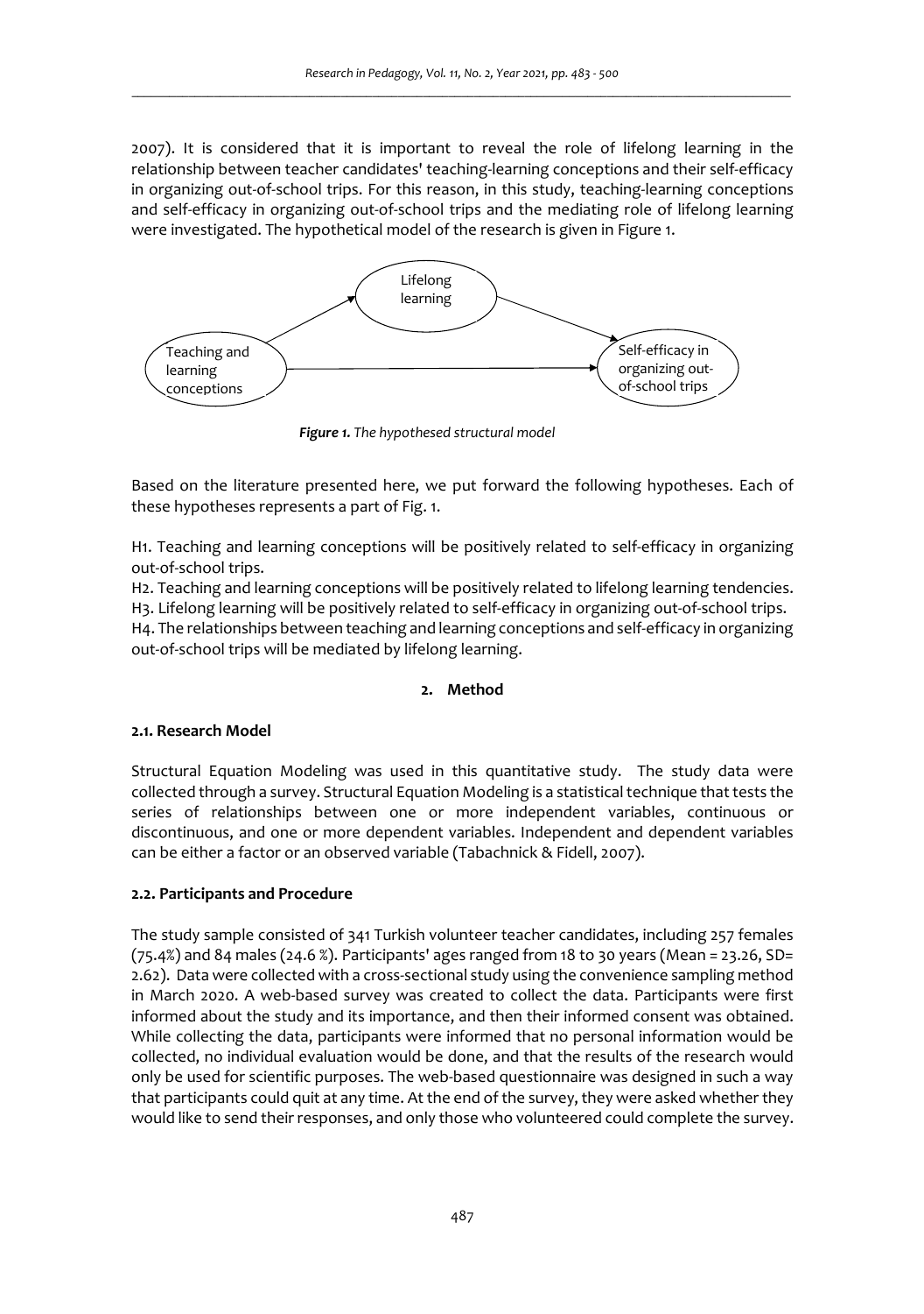2007). It is considered that it is important to reveal the role of lifelong learning in the relationship between teacher candidates' teaching-learning conceptions and their self-efficacy in organizing out-of-school trips. For this reason, in this study, teaching-learning conceptions and self-efficacy in organizing out-of-school trips and the mediating role of lifelong learning were investigated. The hypothetical model of the research is given in Figure 1.

*Figure 1. The hypothesed structural model*

Based on the literature presented here, we put forward the following hypotheses. Each of these hypotheses represents a part of Fig. 1.

H1. Teaching and learning conceptions will be positively related to self-efficacy in organizing out-of-school trips.
H2. Teaching and learning conceptions will be positively related to lifelong learning tendencies.
H3. Lifelong learning will be positively related to self-efficacy in organizing out-of-school trips.
H4. The relationships between teaching and learning conceptions and self-efficacy in organizing out-of-school trips will be mediated by lifelong learning.

## 2. Method

### 2.1. Research Model

Structural Equation Modeling was used in this quantitative study. The study data were collected through a survey. Structural Equation Modeling is a statistical technique that tests the series of relationships between one or more independent variables, continuous or discontinuous, and one or more dependent variables. Independent and dependent variables can be either a factor or an observed variable (Tabachnick & Fidell, 2007).

### 2.2. Participants and Procedure

The study sample consisted of 341 Turkish volunteer teacher candidates, including 257 females (75.4%) and 84 males (24.6 %). Participants' ages ranged from 18 to 30 years (Mean = 23.26, SD= 2.62). Data were collected with a cross-sectional study using the convenience sampling method in March 2020. A web-based survey was created to collect the data. Participants were first informed about the study and its importance, and then their informed consent was obtained. While collecting the data, participants were informed that no personal information would be collected, no individual evaluation would be done, and that the results of the research would only be used for scientific purposes. The web-based questionnaire was designed in such a way that participants could quit at any time. At the end of the survey, they were asked whether they would like to send their responses, and only those who volunteered could complete the survey.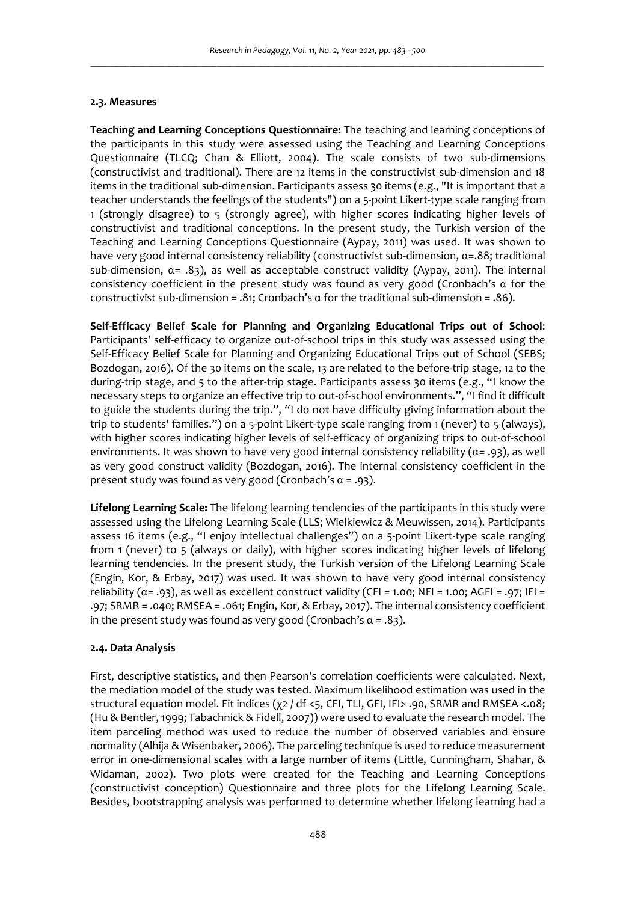### 2.3. Measures

**Teaching and Learning Conceptions Questionnaire:** The teaching and learning conceptions of the participants in this study were assessed using the Teaching and Learning Conceptions Questionnaire (TLCQ; Chan & Elliott, 2004). The scale consists of two sub-dimensions (constructivist and traditional). There are 12 items in the constructivist sub-dimension and 18 items in the traditional sub-dimension. Participants assess 30 items (e.g., "It is important that a teacher understands the feelings of the students") on a 5-point Likert-type scale ranging from 1 (strongly disagree) to 5 (strongly agree), with higher scores indicating higher levels of constructivist and traditional conceptions. In the present study, the Turkish version of the Teaching and Learning Conceptions Questionnaire (Aypay, 2011) was used. It was shown to have very good internal consistency reliability (constructivist sub-dimension, $\alpha$=.88; traditional sub-dimension, $\alpha$= .83), as well as acceptable construct validity (Aypay, 2011). The internal consistency coefficient in the present study was found as very good (Cronbach's $\alpha$ for the constructivist sub-dimension = .81; Cronbach's $\alpha$ for the traditional sub-dimension = .86).

**Self-Efficacy Belief Scale for Planning and Organizing Educational Trips out of School**: Participants' self-efficacy to organize out-of-school trips in this study was assessed using the Self-Efficacy Belief Scale for Planning and Organizing Educational Trips out of School (SEBS; Bozdogan, 2016). Of the 30 items on the scale, 13 are related to the before-trip stage, 12 to the during-trip stage, and 5 to the after-trip stage. Participants assess 30 items (e.g., "I know the necessary steps to organize an effective trip to out-of-school environments.", "I find it difficult to guide the students during the trip.", "I do not have difficulty giving information about the trip to students' families.") on a 5-point Likert-type scale ranging from 1 (never) to 5 (always), with higher scores indicating higher levels of self-efficacy of organizing trips to out-of-school environments. It was shown to have very good internal consistency reliability ($\alpha$= .93), as well as very good construct validity (Bozdogan, 2016). The internal consistency coefficient in the present study was found as very good (Cronbach's $\alpha$ = .93).

**Lifelong Learning Scale:** The lifelong learning tendencies of the participants in this study were assessed using the Lifelong Learning Scale (LLS; Wielkiewicz & Meuwissen, 2014). Participants assess 16 items (e.g., "I enjoy intellectual challenges") on a 5-point Likert-type scale ranging from 1 (never) to 5 (always or daily), with higher scores indicating higher levels of lifelong learning tendencies. In the present study, the Turkish version of the Lifelong Learning Scale (Engin, Kor, & Erbay, 2017) was used. It was shown to have very good internal consistency reliability ($\alpha$= .93), as well as excellent construct validity (CFI = 1.00; NFI = 1.00; AGFI = .97; IFI = .97; SRMR = .040; RMSEA = .061; Engin, Kor, & Erbay, 2017). The internal consistency coefficient in the present study was found as very good (Cronbach's $\alpha$ = .83).

### 2.4. Data Analysis

First, descriptive statistics, and then Pearson's correlation coefficients were calculated. Next, the mediation model of the study was tested. Maximum likelihood estimation was used in the structural equation model. Fit indices ($\chi^2$ / df <5, CFI, TLI, GFI, IFI> .90, SRMR and RMSEA <.08; (Hu & Bentler, 1999; Tabachnick & Fidell, 2007)) were used to evaluate the research model. The item parceling method was used to reduce the number of observed variables and ensure normality (Alhija & Wisenbaker, 2006). The parceling technique is used to reduce measurement error in one-dimensional scales with a large number of items (Little, Cunningham, Shahar, & Widaman, 2002). Two plots were created for the Teaching and Learning Conceptions (constructivist conception) Questionnaire and three plots for the Lifelong Learning Scale. Besides, bootstrapping analysis was performed to determine whether lifelong learning had a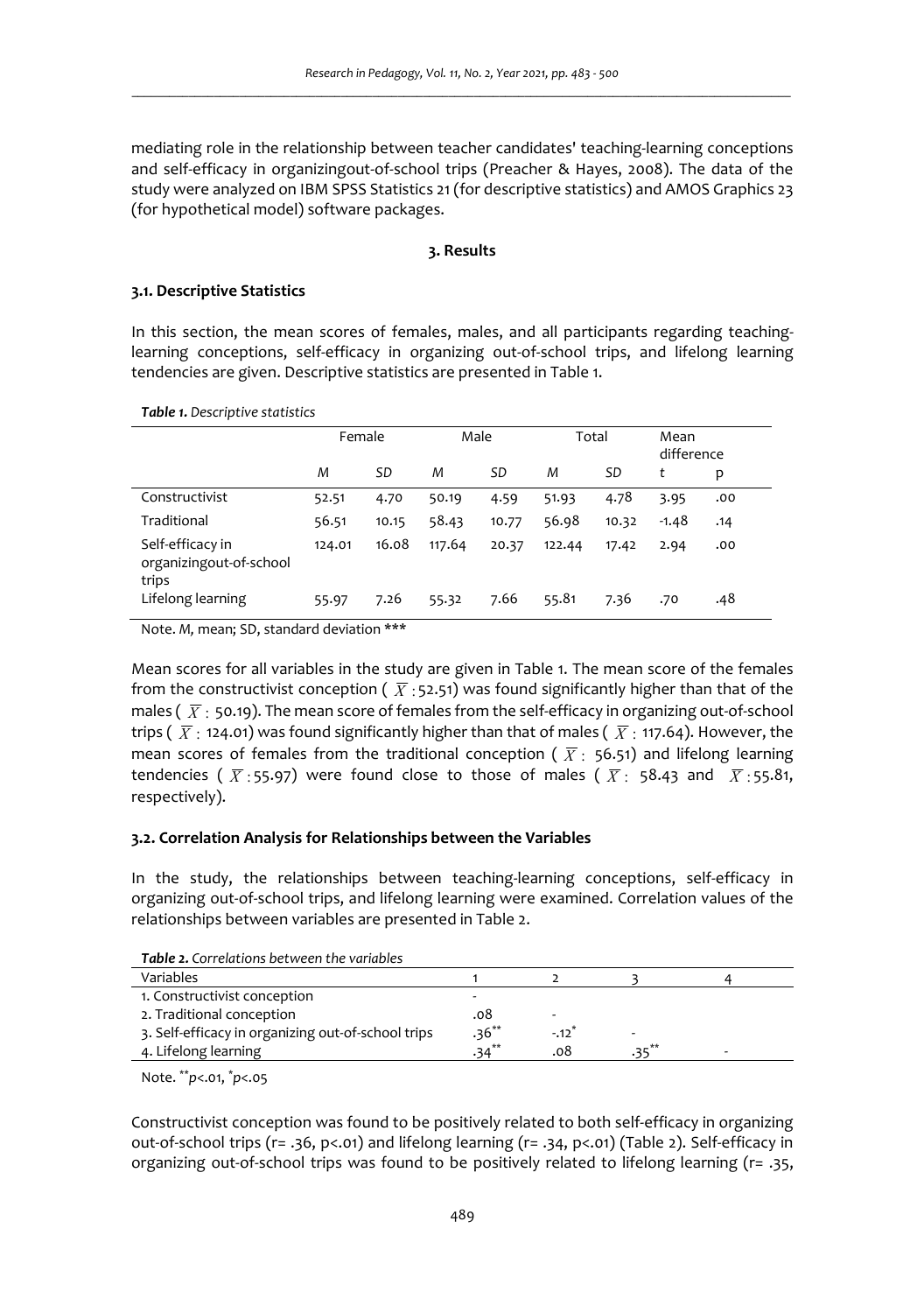mediating role in the relationship between teacher candidates' teaching-learning conceptions and self-efficacy in organizingout-of-school trips (Preacher & Hayes, 2008). The data of the study were analyzed on IBM SPSS Statistics 21 (for descriptive statistics) and AMOS Graphics 23 (for hypothetical model) software packages.

## 3. Results

### 3.1. Descriptive Statistics

In this section, the mean scores of females, males, and all participants regarding teaching-learning conceptions, self-efficacy in organizing out-of-school trips, and lifelong learning tendencies are given. Descriptive statistics are presented in Table 1.

***Table 1.*** *Descriptive statistics*

| | Female | | Male | | Total | | Mean difference | |
|---|---|---|---|---|---|---|---|---|
| | *M* | *SD* | *M* | *SD* | *M* | *SD* | *t* | p |
| Constructivist | 52.51 | 4.70 | 50.19 | 4.59 | 51.93 | 4.78 | 3.95 | .00 |
| Traditional | 56.51 | 10.15 | 58.43 | 10.77 | 56.98 | 10.32 | -1.48 | .14 |
| Self-efficacy in organizingout-of-school trips | 124.01 | 16.08 | 117.64 | 20.37 | 122.44 | 17.42 | 2.94 | .00 |
| Lifelong learning | 55.97 | 7.26 | 55.32 | 7.66 | 55.81 | 7.36 | .70 | .48 |

Note. *M*, mean; SD, standard deviation ***

Mean scores for all variables in the study are given in Table 1. The mean score of the females from the constructivist conception ( $\overline{X}$ : 52.51) was found significantly higher than that of the males ( $\overline{X}$ : 50.19). The mean score of females from the self-efficacy in organizing out-of-school trips ( $\overline{X}$ : 124.01) was found significantly higher than that of males ( $\overline{X}$ : 117.64). However, the mean scores of females from the traditional conception ( $\overline{X}$ : 56.51) and lifelong learning tendencies ( $\overline{X}$ : 55.97) were found close to those of males ( $\overline{X}$ : 58.43 and $\overline{X}$ : 55.81, respectively).

### 3.2. Correlation Analysis for Relationships between the Variables

In the study, the relationships between teaching-learning conceptions, self-efficacy in organizing out-of-school trips, and lifelong learning were examined. Correlation values of the relationships between variables are presented in Table 2.

***Table 2.*** *Correlations between the variables*

| Variables | 1 | 2 | 3 | 4 |
|---|---|---|---|---|
| 1. Constructivist conception | - | | | |
| 2. Traditional conception | .08 | - | | |
| 3. Self-efficacy in organizing out-of-school trips | .36** | -.12* | - | |
| 4. Lifelong learning | .34** | .08 | .35** | - |

Note. **$p$<.01, *$p$<.05

Constructivist conception was found to be positively related to both self-efficacy in organizing out-of-school trips (r= .36, p<.01) and lifelong learning (r= .34, p<.01) (Table 2). Self-efficacy in organizing out-of-school trips was found to be positively related to lifelong learning (r= .35,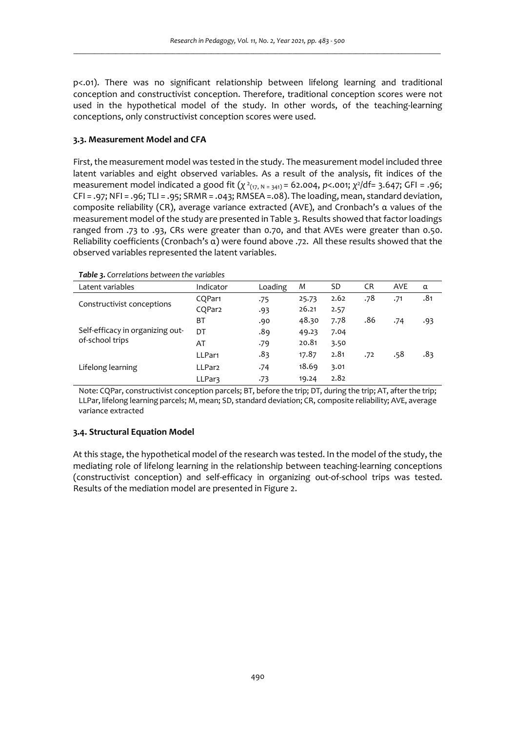p<.01). There was no significant relationship between lifelong learning and traditional conception and constructivist conception. Therefore, traditional conception scores were not used in the hypothetical model of the study. In other words, of the teaching-learning conceptions, only constructivist conception scores were used.

### 3.3. Measurement Model and CFA

First, the measurement model was tested in the study. The measurement model included three latent variables and eight observed variables. As a result of the analysis, fit indices of the measurement model indicated a good fit ($\chi^2_{(17, N = 341)} = 62.004$, $p<.001$; $\chi^2/df = 3.647$; GFI = .96; CFI = .97; NFI = .96; TLI = .95; SRMR = .043; RMSEA =.08). The loading, mean, standard deviation, composite reliability (CR), average variance extracted (AVE), and Cronbach's α values of the measurement model of the study are presented in Table 3. Results showed that factor loadings ranged from .73 to .93, CRs were greater than 0.70, and that AVEs were greater than 0.50. Reliability coefficients (Cronbach's α) were found above .72. All these results showed that the observed variables represented the latent variables.

***Table 3.*** *Correlations between the variables*

| Latent variables | Indicator | Loading | *M* | SD | CR | AVE | α |
|---|---|---|---|---|---|---|---|
| Constructivist conceptions | CQPar1 | .75 | 25.73 | 2.62 | .78 | .71 | .81 |
| | CQPar2 | .93 | 26.21 | 2.57 | | | |
| Self-efficacy in organizing out-of-school trips | BT | .90 | 48.30 | 7.78 | .86 | .74 | .93 |
| | DT | .89 | 49.23 | 7.04 | | | |
| | AT | .79 | 20.81 | 3.50 | | | |
| Lifelong learning | LLPar1 | .83 | 17.87 | 2.81 | .72 | .58 | .83 |
| | LLPar2 | .74 | 18.69 | 3.01 | | | |
| | LLPar3 | .73 | 19.24 | 2.82 | | | |

Note: CQPar, constructivist conception parcels; BT, before the trip; DT, during the trip; AT, after the trip; LLPar, lifelong learning parcels; M, mean; SD, standard deviation; CR, composite reliability; AVE, average variance extracted

### 3.4. Structural Equation Model

At this stage, the hypothetical model of the research was tested. In the model of the study, the mediating role of lifelong learning in the relationship between teaching-learning conceptions (constructivist conception) and self-efficacy in organizing out-of-school trips was tested. Results of the mediation model are presented in Figure 2.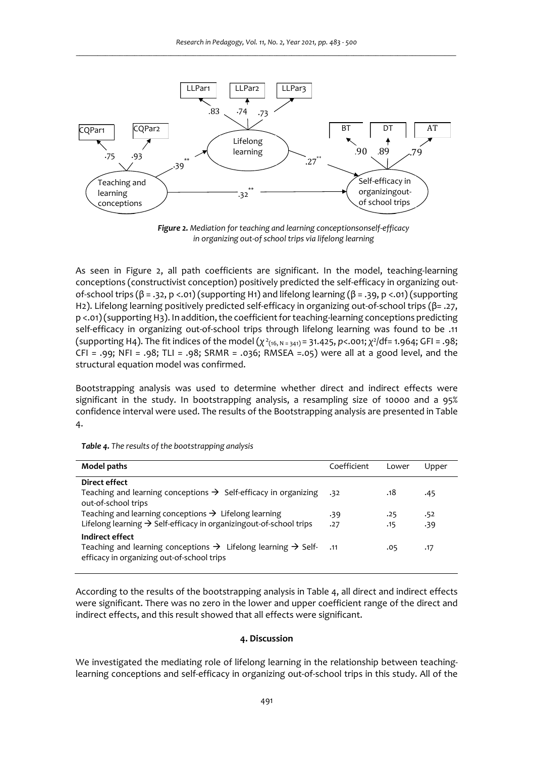*Figure 2. Mediation for teaching and learning conceptionsonself-efficacy in organizing out-of school trips via lifelong learning*

As seen in Figure 2, all path coefficients are significant. In the model, teaching-learning conceptions (constructivist conception) positively predicted the self-efficacy in organizing out-of-school trips (β = .32, p <.01) (supporting H1) and lifelong learning (β = .39, p <.01) (supporting H2). Lifelong learning positively predicted self-efficacy in organizing out-of-school trips (β= .27, p <.01) (supporting H3). In addition, the coefficient for teaching-learning conceptions predicting self-efficacy in organizing out-of-school trips through lifelong learning was found to be .11 (supporting H4). The fit indices of the model ($\chi^2_{(16, N = 341)}$ = 31.425, $p$<.001; $\chi^2$/df= 1.964; GFI = .98; CFI = .99; NFI = .98; TLI = .98; SRMR = .036; RMSEA =.05) were all at a good level, and the structural equation model was confirmed.

Bootstrapping analysis was used to determine whether direct and indirect effects were significant in the study. In bootstrapping analysis, a resampling size of 10000 and a 95% confidence interval were used. The results of the Bootstrapping analysis are presented in Table 4.

*Table 4. The results of the bootstrapping analysis*

| Model paths | Coefficient | Lower | Upper |
|---|---|---|---|
| **Direct effect** | | | |
| Teaching and learning conceptions → Self-efficacy in organizing out-of-school trips | .32 | .18 | .45 |
| Teaching and learning conceptions → Lifelong learning | .39 | .25 | .52 |
| Lifelong learning → Self-efficacy in organizingout-of-school trips | .27 | .15 | .39 |
| **Indirect effect** | | | |
| Teaching and learning conceptions → Lifelong learning → Self-efficacy in organizing out-of-school trips | .11 | .05 | .17 |

According to the results of the bootstrapping analysis in Table 4, all direct and indirect effects were significant. There was no zero in the lower and upper coefficient range of the direct and indirect effects, and this result showed that all effects were significant.

## 4. Discussion

We investigated the mediating role of lifelong learning in the relationship between teaching-learning conceptions and self-efficacy in organizing out-of-school trips in this study. All of the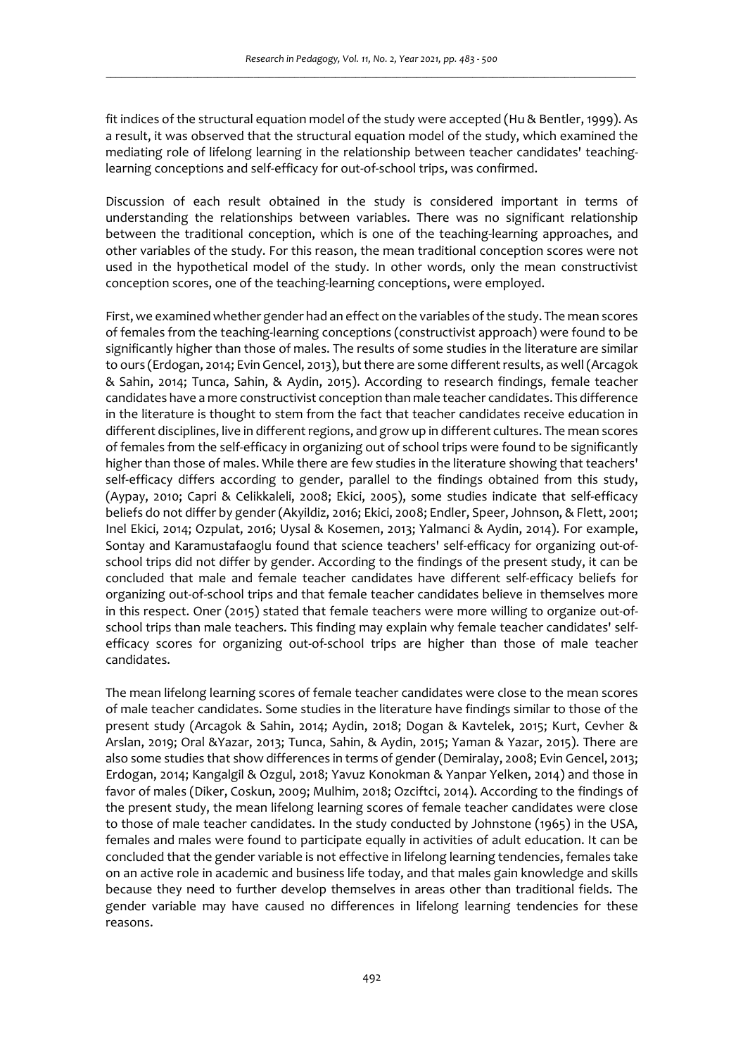fit indices of the structural equation model of the study were accepted (Hu & Bentler, 1999). As a result, it was observed that the structural equation model of the study, which examined the mediating role of lifelong learning in the relationship between teacher candidates' teaching-learning conceptions and self-efficacy for out-of-school trips, was confirmed.

Discussion of each result obtained in the study is considered important in terms of understanding the relationships between variables. There was no significant relationship between the traditional conception, which is one of the teaching-learning approaches, and other variables of the study. For this reason, the mean traditional conception scores were not used in the hypothetical model of the study. In other words, only the mean constructivist conception scores, one of the teaching-learning conceptions, were employed.

First, we examined whether gender had an effect on the variables of the study. The mean scores of females from the teaching-learning conceptions (constructivist approach) were found to be significantly higher than those of males. The results of some studies in the literature are similar to ours (Erdogan, 2014; Evin Gencel, 2013), but there are some different results, as well (Arcagok & Sahin, 2014; Tunca, Sahin, & Aydin, 2015). According to research findings, female teacher candidates have a more constructivist conception than male teacher candidates. This difference in the literature is thought to stem from the fact that teacher candidates receive education in different disciplines, live in different regions, and grow up in different cultures. The mean scores of females from the self-efficacy in organizing out of school trips were found to be significantly higher than those of males. While there are few studies in the literature showing that teachers' self-efficacy differs according to gender, parallel to the findings obtained from this study, (Aypay, 2010; Capri & Celikkaleli, 2008; Ekici, 2005), some studies indicate that self-efficacy beliefs do not differ by gender (Akyildiz, 2016; Ekici, 2008; Endler, Speer, Johnson, & Flett, 2001; Inel Ekici, 2014; Ozpulat, 2016; Uysal & Kosemen, 2013; Yalmanci & Aydin, 2014). For example, Sontay and Karamustafaoglu found that science teachers' self-efficacy for organizing out-of-school trips did not differ by gender. According to the findings of the present study, it can be concluded that male and female teacher candidates have different self-efficacy beliefs for organizing out-of-school trips and that female teacher candidates believe in themselves more in this respect. Oner (2015) stated that female teachers were more willing to organize out-of-school trips than male teachers. This finding may explain why female teacher candidates' self-efficacy scores for organizing out-of-school trips are higher than those of male teacher candidates.

The mean lifelong learning scores of female teacher candidates were close to the mean scores of male teacher candidates. Some studies in the literature have findings similar to those of the present study (Arcagok & Sahin, 2014; Aydin, 2018; Dogan & Kavtelek, 2015; Kurt, Cevher & Arslan, 2019; Oral &Yazar, 2013; Tunca, Sahin, & Aydin, 2015; Yaman & Yazar, 2015). There are also some studies that show differences in terms of gender (Demiralay, 2008; Evin Gencel, 2013; Erdogan, 2014; Kangalgil & Ozgul, 2018; Yavuz Konokman & Yanpar Yelken, 2014) and those in favor of males (Diker, Coskun, 2009; Mulhim, 2018; Ozciftci, 2014). According to the findings of the present study, the mean lifelong learning scores of female teacher candidates were close to those of male teacher candidates. In the study conducted by Johnstone (1965) in the USA, females and males were found to participate equally in activities of adult education. It can be concluded that the gender variable is not effective in lifelong learning tendencies, females take on an active role in academic and business life today, and that males gain knowledge and skills because they need to further develop themselves in areas other than traditional fields. The gender variable may have caused no differences in lifelong learning tendencies for these reasons.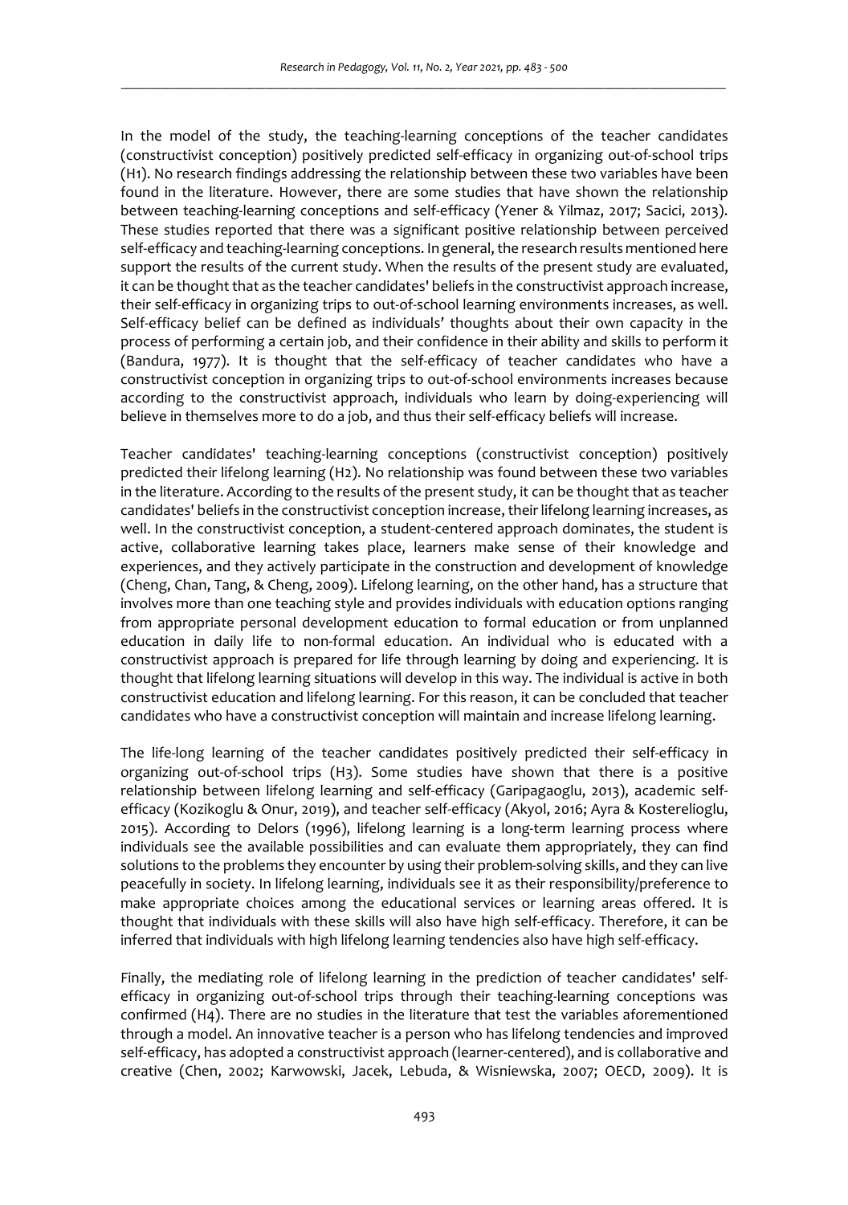In the model of the study, the teaching-learning conceptions of the teacher candidates (constructivist conception) positively predicted self-efficacy in organizing out-of-school trips (H1). No research findings addressing the relationship between these two variables have been found in the literature. However, there are some studies that have shown the relationship between teaching-learning conceptions and self-efficacy (Yener & Yilmaz, 2017; Sacici, 2013). These studies reported that there was a significant positive relationship between perceived self-efficacy and teaching-learning conceptions. In general, the research results mentioned here support the results of the current study. When the results of the present study are evaluated, it can be thought that as the teacher candidates' beliefs in the constructivist approach increase, their self-efficacy in organizing trips to out-of-school learning environments increases, as well. Self-efficacy belief can be defined as individuals' thoughts about their own capacity in the process of performing a certain job, and their confidence in their ability and skills to perform it (Bandura, 1977). It is thought that the self-efficacy of teacher candidates who have a constructivist conception in organizing trips to out-of-school environments increases because according to the constructivist approach, individuals who learn by doing-experiencing will believe in themselves more to do a job, and thus their self-efficacy beliefs will increase.

Teacher candidates' teaching-learning conceptions (constructivist conception) positively predicted their lifelong learning (H2). No relationship was found between these two variables in the literature. According to the results of the present study, it can be thought that as teacher candidates' beliefs in the constructivist conception increase, their lifelong learning increases, as well. In the constructivist conception, a student-centered approach dominates, the student is active, collaborative learning takes place, learners make sense of their knowledge and experiences, and they actively participate in the construction and development of knowledge (Cheng, Chan, Tang, & Cheng, 2009). Lifelong learning, on the other hand, has a structure that involves more than one teaching style and provides individuals with education options ranging from appropriate personal development education to formal education or from unplanned education in daily life to non-formal education. An individual who is educated with a constructivist approach is prepared for life through learning by doing and experiencing. It is thought that lifelong learning situations will develop in this way. The individual is active in both constructivist education and lifelong learning. For this reason, it can be concluded that teacher candidates who have a constructivist conception will maintain and increase lifelong learning.

The life-long learning of the teacher candidates positively predicted their self-efficacy in organizing out-of-school trips (H3). Some studies have shown that there is a positive relationship between lifelong learning and self-efficacy (Garipagaoglu, 2013), academic self-efficacy (Kozikoglu & Onur, 2019), and teacher self-efficacy (Akyol, 2016; Ayra & Kosterelioglu, 2015). According to Delors (1996), lifelong learning is a long-term learning process where individuals see the available possibilities and can evaluate them appropriately, they can find solutions to the problems they encounter by using their problem-solving skills, and they can live peacefully in society. In lifelong learning, individuals see it as their responsibility/preference to make appropriate choices among the educational services or learning areas offered. It is thought that individuals with these skills will also have high self-efficacy. Therefore, it can be inferred that individuals with high lifelong learning tendencies also have high self-efficacy.

Finally, the mediating role of lifelong learning in the prediction of teacher candidates' self-efficacy in organizing out-of-school trips through their teaching-learning conceptions was confirmed (H4). There are no studies in the literature that test the variables aforementioned through a model. An innovative teacher is a person who has lifelong tendencies and improved self-efficacy, has adopted a constructivist approach (learner-centered), and is collaborative and creative (Chen, 2002; Karwowski, Jacek, Lebuda, & Wisniewska, 2007; OECD, 2009). It is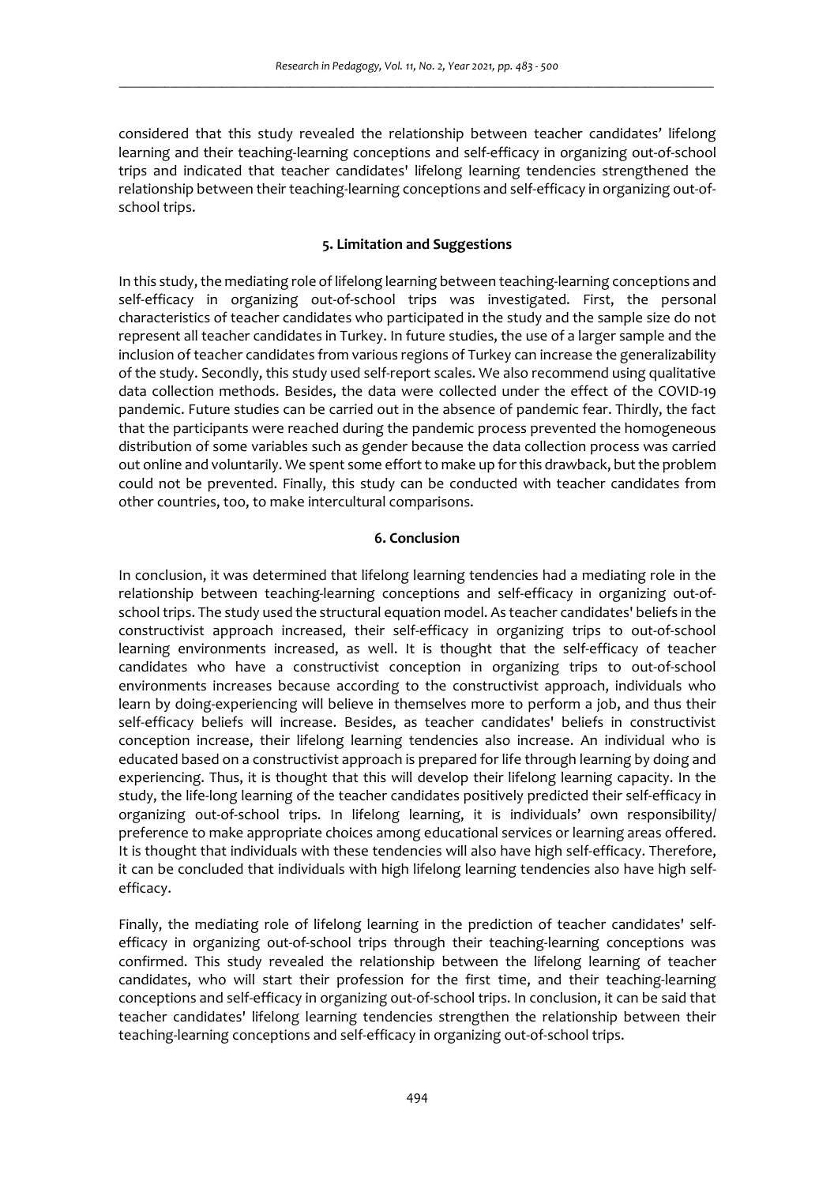considered that this study revealed the relationship between teacher candidates' lifelong learning and their teaching-learning conceptions and self-efficacy in organizing out-of-school trips and indicated that teacher candidates' lifelong learning tendencies strengthened the relationship between their teaching-learning conceptions and self-efficacy in organizing out-of-school trips.

## 5. Limitation and Suggestions

In this study, the mediating role of lifelong learning between teaching-learning conceptions and self-efficacy in organizing out-of-school trips was investigated. First, the personal characteristics of teacher candidates who participated in the study and the sample size do not represent all teacher candidates in Turkey. In future studies, the use of a larger sample and the inclusion of teacher candidates from various regions of Turkey can increase the generalizability of the study. Secondly, this study used self-report scales. We also recommend using qualitative data collection methods. Besides, the data were collected under the effect of the COVID-19 pandemic. Future studies can be carried out in the absence of pandemic fear. Thirdly, the fact that the participants were reached during the pandemic process prevented the homogeneous distribution of some variables such as gender because the data collection process was carried out online and voluntarily. We spent some effort to make up for this drawback, but the problem could not be prevented. Finally, this study can be conducted with teacher candidates from other countries, too, to make intercultural comparisons.

## 6. Conclusion

In conclusion, it was determined that lifelong learning tendencies had a mediating role in the relationship between teaching-learning conceptions and self-efficacy in organizing out-of-school trips. The study used the structural equation model. As teacher candidates' beliefs in the constructivist approach increased, their self-efficacy in organizing trips to out-of-school learning environments increased, as well. It is thought that the self-efficacy of teacher candidates who have a constructivist conception in organizing trips to out-of-school environments increases because according to the constructivist approach, individuals who learn by doing-experiencing will believe in themselves more to perform a job, and thus their self-efficacy beliefs will increase. Besides, as teacher candidates' beliefs in constructivist conception increase, their lifelong learning tendencies also increase. An individual who is educated based on a constructivist approach is prepared for life through learning by doing and experiencing. Thus, it is thought that this will develop their lifelong learning capacity. In the study, the life-long learning of the teacher candidates positively predicted their self-efficacy in organizing out-of-school trips. In lifelong learning, it is individuals' own responsibility/ preference to make appropriate choices among educational services or learning areas offered. It is thought that individuals with these tendencies will also have high self-efficacy. Therefore, it can be concluded that individuals with high lifelong learning tendencies also have high self-efficacy.

Finally, the mediating role of lifelong learning in the prediction of teacher candidates' self-efficacy in organizing out-of-school trips through their teaching-learning conceptions was confirmed. This study revealed the relationship between the lifelong learning of teacher candidates, who will start their profession for the first time, and their teaching-learning conceptions and self-efficacy in organizing out-of-school trips. In conclusion, it can be said that teacher candidates' lifelong learning tendencies strengthen the relationship between their teaching-learning conceptions and self-efficacy in organizing out-of-school trips.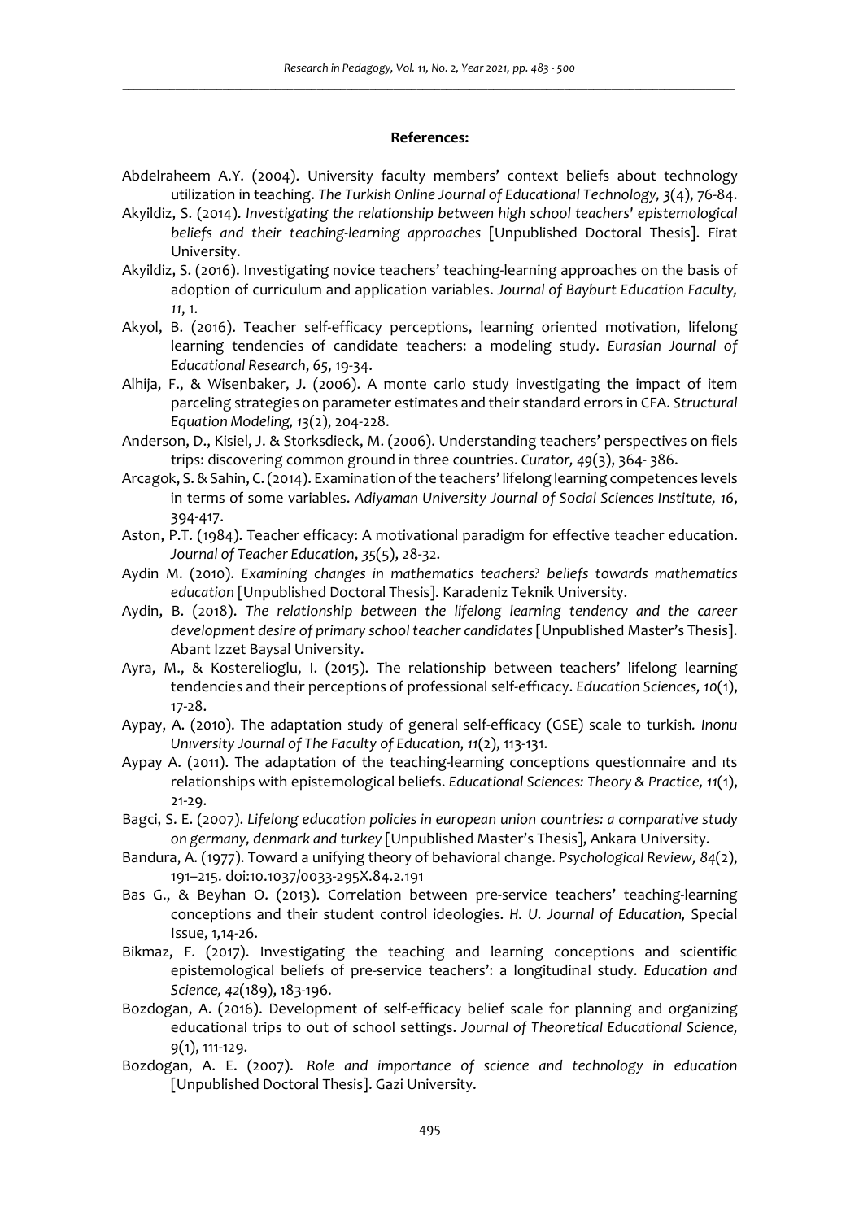**References:**

Abdelraheem A.Y. (2004). University faculty members' context beliefs about technology utilization in teaching. *The Turkish Online Journal of Educational Technology, 3*(4), 76-84.

Akyildiz, S. (2014). *Investigating the relationship between high school teachers' epistemological beliefs and their teaching-learning approaches* [Unpublished Doctoral Thesis]. Firat University.

Akyildiz, S. (2016). Investigating novice teachers' teaching-learning approaches on the basis of adoption of curriculum and application variables. *Journal of Bayburt Education Faculty, 11*, 1.

Akyol, B. (2016). Teacher self-efficacy perceptions, learning oriented motivation, lifelong learning tendencies of candidate teachers: a modeling study. *Eurasian Journal of Educational Research*, *65*, 19-34.

Alhija, F., & Wisenbaker, J. (2006). A monte carlo study investigating the impact of item parceling strategies on parameter estimates and their standard errors in CFA. *Structural Equation Modeling, 13*(2), 204-228.

Anderson, D., Kisiel, J. & Storksdieck, M. (2006). Understanding teachers' perspectives on fiels trips: discovering common ground in three countries. *Curator, 49*(3), 364- 386.

Arcagok, S. & Sahin, C. (2014). Examination of the teachers' lifelong learning competences levels in terms of some variables. *Adiyaman University Journal of Social Sciences Institute, 16*, 394-417.

Aston, P.T. (1984). Teacher efficacy: A motivational paradigm for effective teacher education. *Journal of Teacher Education*, *35*(5), 28-32.

Aydin M. (2010). *Examining changes in mathematics teachers? beliefs towards mathematics education* [Unpublished Doctoral Thesis]. Karadeniz Teknik University.

Aydin, B. (2018). *The relationship between the lifelong learning tendency and the career development desire of primary school teacher candidates* [Unpublished Master's Thesis]. Abant Izzet Baysal University.

Ayra, M., & Kosterelioglu, I. (2015). The relationship between teachers' lifelong learning tendencies and their perceptions of professional self-effıcacy. *Education Sciences, 10*(1), 17-28.

Aypay, A. (2010). The adaptation study of general self-efficacy (GSE) scale to turkish*. Inonu Unıversity Journal of The Faculty of Education*, *11*(2), 113-131.

Aypay A. (2011). The adaptation of the teaching-learning conceptions questionnaire and ıts relationships with epistemological beliefs. *Educational Sciences: Theory & Practice, 11*(1), 21-29.

Bagci, S. E. (2007). *Lifelong education policies in european union countries: a comparative study on germany, denmark and turkey* [Unpublished Master's Thesis], Ankara University.

Bandura, A. (1977). Toward a unifying theory of behavioral change. *Psychological Review*, *84*(2), 191–215. doi:10.1037/0033-295X.84.2.191

Bas G., & Beyhan O. (2013). Correlation between pre-service teachers' teaching-learning conceptions and their student control ideologies. *H. U. Journal of Education,* Special Issue, 1,14-26.

Bikmaz, F. (2017). Investigating the teaching and learning conceptions and scientific epistemological beliefs of pre-service teachers': a longitudinal study. *Education and Science, 42*(189), 183-196.

Bozdogan, A. (2016). Development of self-efficacy belief scale for planning and organizing educational trips to out of school settings. *Journal of Theoretical Educational Science, 9*(1), 111-129.

Bozdogan, A. E. (2007). *Role and importance of science and technology in education* [Unpublished Doctoral Thesis]. Gazi University.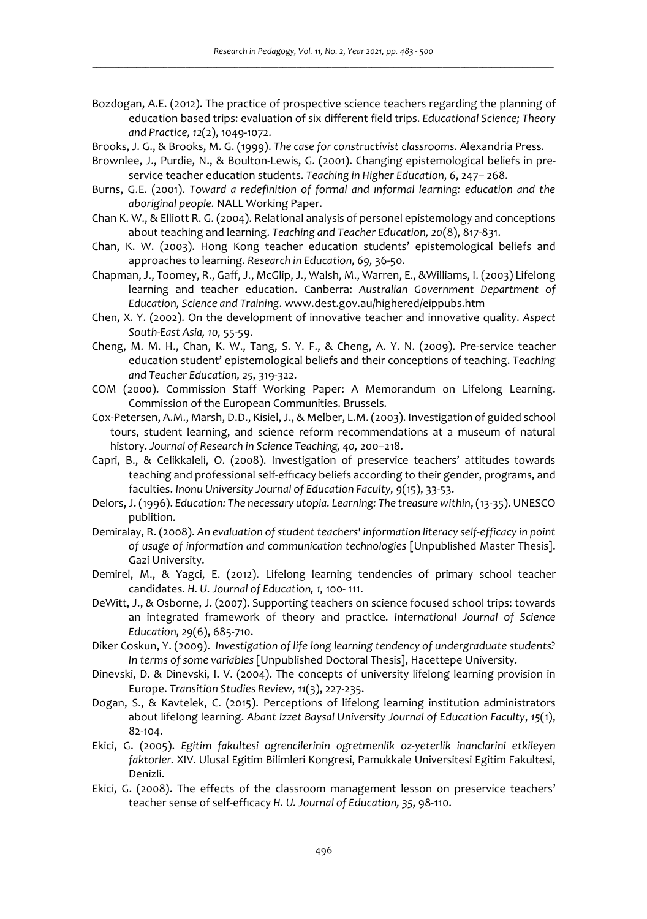Bozdogan, A.E. (2012). The practice of prospective science teachers regarding the planning of education based trips: evaluation of six different field trips. *Educational Science; Theory and Practice, 12*(2), 1049-1072.

Brooks, J. G., & Brooks, M. G. (1999). *The case for constructivist classrooms*. Alexandria Press.

Brownlee, J., Purdie, N., & Boulton-Lewis, G. (2001). Changing epistemological beliefs in pre-service teacher education students. *Teaching in Higher Education,* 6, 247– 268.

Burns, G.E. (2001). *Toward a redefinition of formal and ınformal learning: education and the aboriginal people.* NALL Working Paper.

Chan K. W., & Elliott R. G. (2004). Relational analysis of personel epistemology and conceptions about teaching and learning. *Teaching and Teacher Education, 20*(8), 817-831.

Chan, K. W. (2003). Hong Kong teacher education students' epistemological beliefs and approaches to learning. *Research in Education, 69,* 36-50.

Chapman, J., Toomey, R., Gaff, J., McGlip, J., Walsh, M., Warren, E., &Williams, I. (2003) Lifelong learning and teacher education. Canberra: *Australian Government Department of Education, Science and Training*. www.dest.gov.au/highered/eippubs.htm

Chen, X. Y. (2002). On the development of innovative teacher and innovative quality. *Aspect South-East Asia, 10,* 55-59.

Cheng, M. M. H., Chan, K. W., Tang, S. Y. F., & Cheng, A. Y. N. (2009). Pre-service teacher education student' epistemological beliefs and their conceptions of teaching. *Teaching and Teacher Education, 25*, 319-322.

COM (2000). Commission Staff Working Paper: A Memorandum on Lifelong Learning. Commission of the European Communities. Brussels.

Cox-Petersen, A.M., Marsh, D.D., Kisiel, J., & Melber, L.M. (2003). Investigation of guided school tours, student learning, and science reform recommendations at a museum of natural history. *Journal of Research in Science Teaching, 40,* 200–218.

Capri, B., & Celikkaleli, O. (2008). Investigation of preservice teachers' attitudes towards teaching and professional self-effıcacy beliefs according to their gender, programs, and faculties. *Inonu University Journal of Education Faculty, 9*(15), 33-53.

Delors, J. (1996). *Education: The necessary utopia. Learning: The treasure within*, (13-35). UNESCO publition.

Demiralay, R. (2008). *An evaluation of student teachers' information literacy self-efficacy in point of usage of information and communication technologies* [Unpublished Master Thesis]. Gazi University.

Demirel, M., & Yagci, E. (2012). Lifelong learning tendencies of primary school teacher candidates. *H. U. Journal of Education, 1,* 100- 111.

DeWitt, J., & Osborne, J. (2007). Supporting teachers on science focused school trips: towards an integrated framework of theory and practice. *International Journal of Science Education, 29*(6), 685-710.

Diker Coskun, Y. (2009). *Investigation of life long learning tendency of undergraduate students? In terms of some variables* [Unpublished Doctoral Thesis], Hacettepe University.

Dinevski, D. & Dinevski, I. V. (2004). The concepts of university lifelong learning provision in Europe. *Transition Studies Review, 11*(3), 227-235.

Dogan, S., & Kavtelek, C. (2015). Perceptions of lifelong learning institution administrators about lifelong learning. *Abant Izzet Baysal University Journal of Education Faculty*, *15*(1), 82-104.

Ekici, G. (2005). *Egitim fakultesi ogrencilerinin ogretmenlik oz-yeterlik inanclarini etkileyen faktorler.* XIV. Ulusal Egitim Bilimleri Kongresi, Pamukkale Universitesi Egitim Fakultesi, Denizli.

Ekici, G. (2008). The effects of the classroom management lesson on preservice teachers' teacher sense of self-effıcacy *H. U. Journal of Education, 35*, 98-110.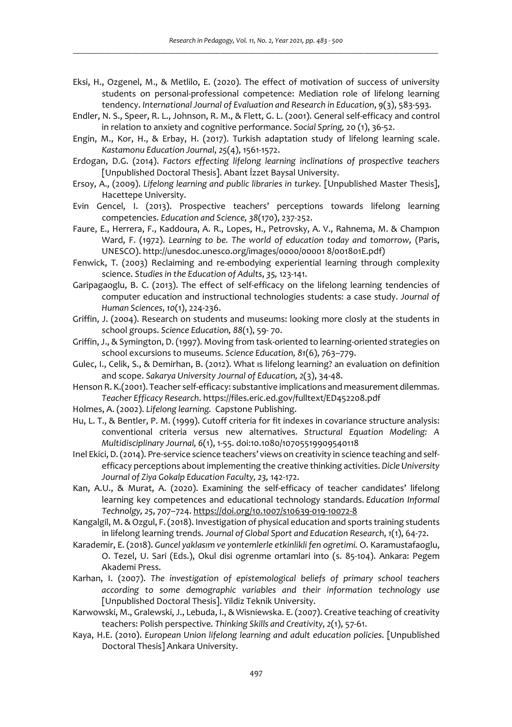Eksi, H., Ozgenel, M., & Metlilo, E. (2020). The effect of motivation of success of university students on personal-professional competence: Mediation role of lifelong learning tendency. *International Journal of Evaluation and Research in Education*, *9*(3), 583-593.

Endler, N. S., Speer, R. L., Johnson, R. M., & Flett, G. L. (2001). General self-efficacy and control in relation to anxiety and cognitive performance. *Social Spring,* 20 (1), 36-52.

Engin, M., Kor, H., & Erbay, H. (2017). Turkish adaptation study of lifelong learning scale. *Kastamonu Education Journal*, *25*(4), 1561-1572.

Erdogan, D.G. (2014). *Factors effecting lifelong learning inclinations of prospective teachers* [Unpublished Doctoral Thesis]. Abant İzzet Baysal University.

Ersoy, A., (2009). *Lifelong learning and public libraries in turkey.* [Unpublished Master Thesis], Hacettepe University.

Evin Gencel, I. (2013). Prospective teachers' perceptions towards lifelong learning competencies. *Education and Science, 38*(170), 237-252.

Faure, E., Herrera, F., Kaddoura, A. R., Lopes, H., Petrovsky, A. V., Rahnema, M. & Champıon Ward, F. (1972). *Learning to be. The world of education today and tomorrow,* (Paris, UNESCO). http://unesdoc.unesco.org/images/0000/00001 8/001801E.pdf)

Fenwick, T. (2003) Reclaiming and re-embodying experiential learning through complexity science. *Studies in the Education of Adults*, *35,* 123-141.

Garipagaoglu, B. C. (2013). The effect of self-efficacy on the lifelong learning tendencies of computer education and instructional technologies students: a case study. *Journal of Human Sciences*, *10*(1), 224-236.

Griffin, J. (2004). Research on students and museums: looking more closely at the students in school groups. *Science Education, 88*(1), 59- 70.

Griffin, J., & Symington, D. (1997). Moving from task-oriented to learning-oriented strategies on school excursions to museums. *Science Education, 81*(6), 763–779.

Gulec, I., Celik, S., & Demirhan, B. (2012). What ıs lifelong learning? an evaluation on definition and scope. *Sakarya University Journal of Education, 2*(3), 34-48.

Henson R. K.(2001). Teacher self-efficacy: substantive implications and measurement dilemmas. *Teacher Efficacy Research*. https://files.eric.ed.gov/fulltext/ED452208.pdf

Holmes, A. (2002). *Lifelong learning.* Capstone Publishing.

Hu, L. T., & Bentler, P. M. (1999). Cutoff criteria for fit indexes in covariance structure analysis: conventional criteria versus new alternatives. *Structural Equation Modeling: A Multidisciplinary Journal, 6*(1), 1-55. doi:10.1080/10705519909540118

Inel Ekici, D. (2014). Pre-service science teachers' views on creativity in science teaching and self-efficacy perceptions about implementing the creative thinking activities. *Dicle University Journal of Ziya Gokalp Education Faculty, 23,* 142-172.

Kan, A.U., & Murat, A. (2020). Examining the self-efficacy of teacher candidates' lifelong learning key competences and educational technology standards. *Education Informal Technolgy, 25*, 707–724. https://doi.org/10.1007/s10639-019-10072-8

Kangalgil, M. & Ozgul, F. (2018). Investigation of physical education and sports training students in lifelong learning trends. *Journal of Global Sport and Education Research*, *1*(1), 64-72.

Karademir, E. (2018). *Guncel yaklasım ve yontemlerle etkinlikli fen ogretimi.* O. Karamustafaoglu, O. Tezel, U. Sari (Eds.), Okul disi ogrenme ortamlari into (s. 85-104). Ankara: Pegem Akademi Press.

Karhan, I. (2007). *The investigation of epistemological beliefs of primary school teachers according to some demographic variables and their information technology use* [Unpublished Doctoral Thesis]. Yildiz Teknik University.

Karwowski, M., Gralewski, J., Lebuda, I., & Wisniewska. E. (2007). Creative teaching of creativity teachers: Polish perspective. *Thinking Skills and Creativity, 2*(1), 57-61.

Kaya, H.E. (2010). *European Union lifelong learning and adult education policies.* [Unpublished Doctoral Thesis] Ankara University.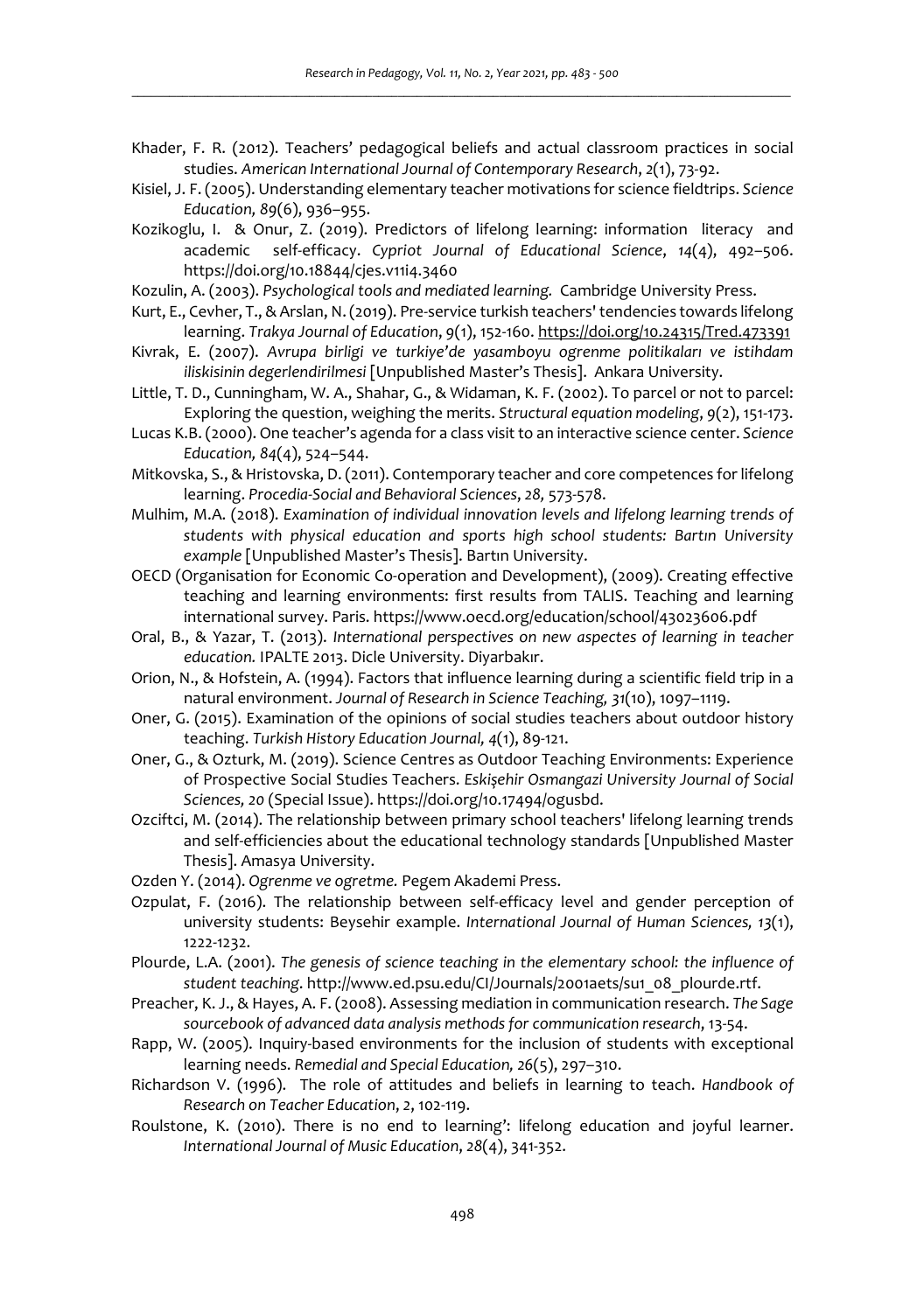Khader, F. R. (2012). Teachers' pedagogical beliefs and actual classroom practices in social studies. *American International Journal of Contemporary Research*, *2*(1), 73-92.

Kisiel, J. F. (2005). Understanding elementary teacher motivations for science fieldtrips. *Science Education, 89*(6), 936–955.

Kozikoglu, I. & Onur, Z. (2019). Predictors of lifelong learning: information literacy and academic self-efficacy. *Cypriot Journal of Educational Science*, *14*(4), 492–506. https://doi.org/10.18844/cjes.v11i4.3460

Kozulin, A. (2003). *Psychological tools and mediated learning.* Cambridge University Press.

Kurt, E., Cevher, T., & Arslan, N. (2019). Pre-service turkish teachers' tendencies towards lifelong learning. *Trakya Journal of Education*, *9*(1), 152-160. https://doi.org/10.24315/Tred.473391

Kivrak, E. (2007). *Avrupa birligi ve turkiye'de yasamboyu ogrenme politikaları ve istihdam iliskisinin degerlendirilmesi* [Unpublished Master's Thesis]. Ankara University.

Little, T. D., Cunningham, W. A., Shahar, G., & Widaman, K. F. (2002). To parcel or not to parcel: Exploring the question, weighing the merits. *Structural equation modeling*, *9*(2), 151-173.

Lucas K.B. (2000). One teacher's agenda for a class visit to an interactive science center. *Science Education, 84*(4), 524–544.

Mitkovska, S., & Hristovska, D. (2011). Contemporary teacher and core competences for lifelong learning. *Procedia-Social and Behavioral Sciences*, *28,* 573-578.

Mulhim, M.A. (2018). *Examination of individual innovation levels and lifelong learning trends of students with physical education and sports high school students: Bartın University example* [Unpublished Master's Thesis]. Bartın University.

OECD (Organisation for Economic Co-operation and Development), (2009). Creating effective teaching and learning environments: first results from TALIS. Teaching and learning international survey. Paris. https://www.oecd.org/education/school/43023606.pdf

Oral, B., & Yazar, T. (2013). *International perspectives on new aspectes of learning in teacher education.* IPALTE 2013. Dicle University. Diyarbakır.

Orion, N., & Hofstein, A. (1994). Factors that influence learning during a scientific field trip in a natural environment. *Journal of Research in Science Teaching, 31*(10), 1097–1119.

Oner, G. (2015). Examination of the opinions of social studies teachers about outdoor history teaching. *Turkish History Education Journal, 4*(1), 89-121.

Oner, G., & Ozturk, M. (2019). Science Centres as Outdoor Teaching Environments: Experience of Prospective Social Studies Teachers. *Eskişehir Osmangazi University Journal of Social Sciences, 20* (Special Issue). https://doi.org/10.17494/ogusbd.

Ozciftci, M. (2014). The relationship between primary school teachers' lifelong learning trends and self-efficiencies about the educational technology standards [Unpublished Master Thesis]. Amasya University.

Ozden Y. (2014). *Ogrenme ve ogretme.* Pegem Akademi Press.

Ozpulat, F. (2016). The relationship between self-efficacy level and gender perception of university students: Beysehir example. *International Journal of Human Sciences, 13*(1), 1222-1232.

Plourde, L.A. (2001). *The genesis of science teaching in the elementary school: the influence of student teaching*. http://www.ed.psu.edu/CI/Journals/2001aets/su1_08_plourde.rtf.

Preacher, K. J., & Hayes, A. F. (2008). Assessing mediation in communication research. *The Sage sourcebook of advanced data analysis methods for communication research*, 13-54.

Rapp, W. (2005). Inquiry-based environments for the inclusion of students with exceptional learning needs. *Remedial and Special Education, 26*(5), 297–310.

Richardson V. (1996). The role of attitudes and beliefs in learning to teach. *Handbook of Research on Teacher Education*, *2*, 102-119.

Roulstone, K. (2010). There is no end to learning': lifelong education and joyful learner. *International Journal of Music Education*, *28*(4), 341-352.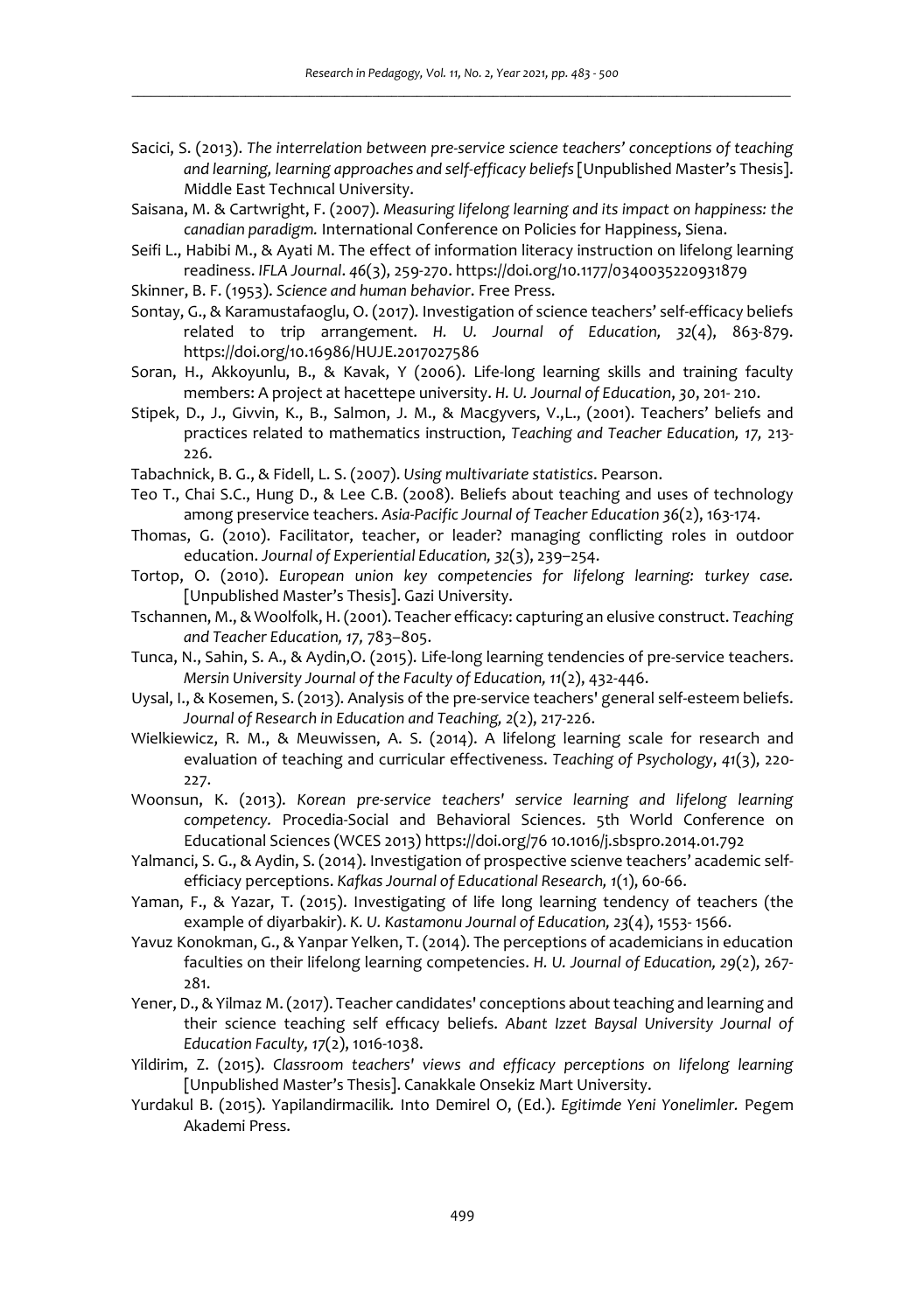Sacici, S. (2013). *The interrelation between pre-service science teachers' conceptions of teaching and learning, learning approaches and self-efficacy beliefs* [Unpublished Master's Thesis]. Middle East Technıcal University.

Saisana, M. & Cartwright, F. (2007). *Measuring lifelong learning and its impact on happiness: the canadian paradigm.* International Conference on Policies for Happiness, Siena.

Seifi L., Habibi M., & Ayati M. The effect of information literacy instruction on lifelong learning readiness. *IFLA Journal*. *46*(3), 259-270. https://doi.org/10.1177/0340035220931879

Skinner, B. F. (1953). *Science and human behavior*. Free Press.

Sontay, G., & Karamustafaoglu, O. (2017). Investigation of science teachers' self-efficacy beliefs related to trip arrangement. *H. U. Journal of Education, 32*(4), 863-879. https://doi.org/10.16986/HUJE.2017027586

Soran, H., Akkoyunlu, B., & Kavak, Y (2006). Life-long learning skills and training faculty members: A project at hacettepe university. *H. U. Journal of Education*, *30*, 201- 210.

Stipek, D., J., Givvin, K., B., Salmon, J. M., & Macgyvers, V.,L., (2001). Teachers' beliefs and practices related to mathematics instruction, *Teaching and Teacher Education, 17,* 213-226.

Tabachnick, B. G., & Fidell, L. S. (2007). *Using multivariate statistics*. Pearson.

Teo T., Chai S.C., Hung D., & Lee C.B. (2008). Beliefs about teaching and uses of technology among preservice teachers. *Asia-Pacific Journal of Teacher Education 36*(2), 163-174.

Thomas, G. (2010). Facilitator, teacher, or leader? managing conflicting roles in outdoor education. *Journal of Experiential Education, 32*(3), 239–254.

Tortop, O. (2010). *European union key competencies for lifelong learning: turkey case.* [Unpublished Master's Thesis]. Gazi University.

Tschannen, M., & Woolfolk, H. (2001). Teacher efficacy: capturing an elusive construct. *Teaching and Teacher Education, 17,* 783–805.

Tunca, N., Sahin, S. A., & Aydin,O. (2015). Life-long learning tendencies of pre-service teachers. *Mersin University Journal of the Faculty of Education, 11*(2), 432-446.

Uysal, I., & Kosemen, S. (2013). Analysis of the pre-service teachers' general self-esteem beliefs. *Journal of Research in Education and Teaching, 2*(2), 217-226.

Wielkiewicz, R. M., & Meuwissen, A. S. (2014). A lifelong learning scale for research and evaluation of teaching and curricular effectiveness. *Teaching of Psychology*, *41*(3), 220-227.

Woonsun, K. (2013). *Korean pre-service teachers' service learning and lifelong learning competency.* Procedia-Social and Behavioral Sciences. 5th World Conference on Educational Sciences (WCES 2013) https://doi.org/76 10.1016/j.sbspro.2014.01.792

Yalmanci, S. G., & Aydin, S. (2014). Investigation of prospective scienve teachers' academic self-efficiacy perceptions. *Kafkas Journal of Educational Research, 1*(1), 60-66.

Yaman, F., & Yazar, T. (2015). Investigating of life long learning tendency of teachers (the example of diyarbakir). *K. U. Kastamonu Journal of Education, 23*(4), 1553- 1566.

Yavuz Konokman, G., & Yanpar Yelken, T. (2014). The perceptions of academicians in education faculties on their lifelong learning competencies. *H. U. Journal of Education, 29*(2), 267-281.

Yener, D., & Yilmaz M. (2017). Teacher candidates' conceptions about teaching and learning and their science teaching self effıcacy beliefs. *Abant Izzet Baysal University Journal of Education Faculty, 17*(2), 1016-1038.

Yildirim, Z. (2015). *Classroom teachers' views and efficacy perceptions on lifelong learning* [Unpublished Master's Thesis]. Canakkale Onsekiz Mart University.

Yurdakul B. (2015). Yapilandirmacilik*.* Into Demirel O, (Ed.). *Egitimde Yeni Yonelimler.* Pegem Akademi Press.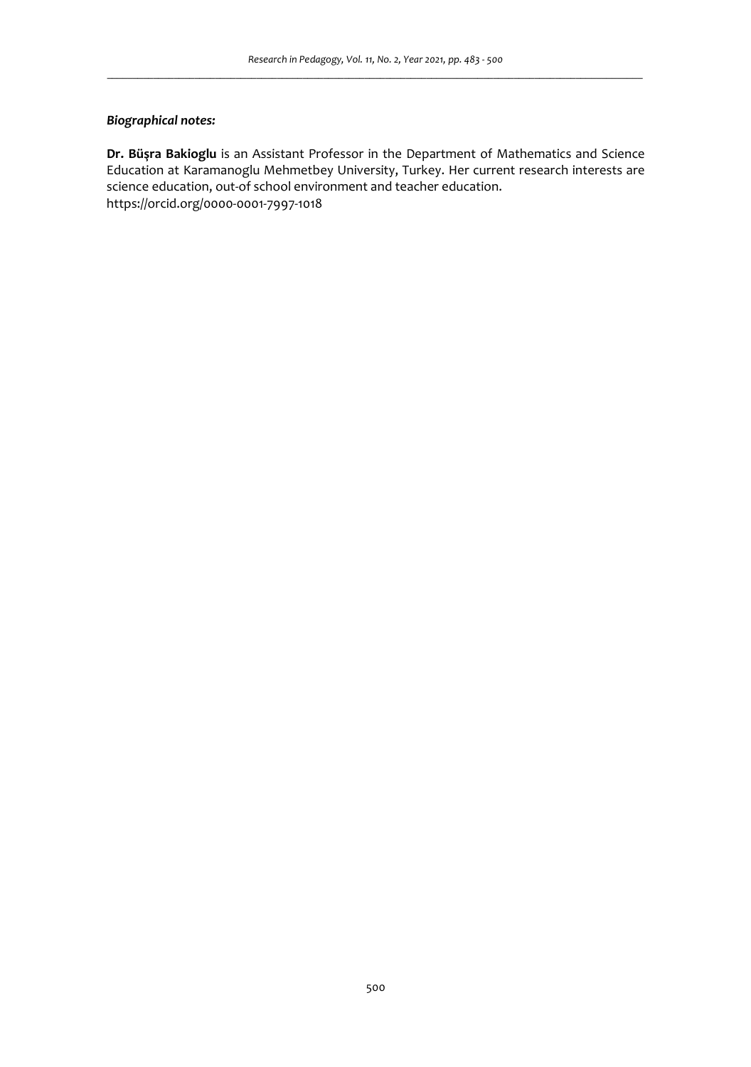***Biographical notes:***

**Dr. Büşra Bakioglu** is an Assistant Professor in the Department of Mathematics and Science Education at Karamanoglu Mehmetbey University, Turkey. Her current research interests are science education, out-of school environment and teacher education.
https://orcid.org/0000-0001-7997-1018